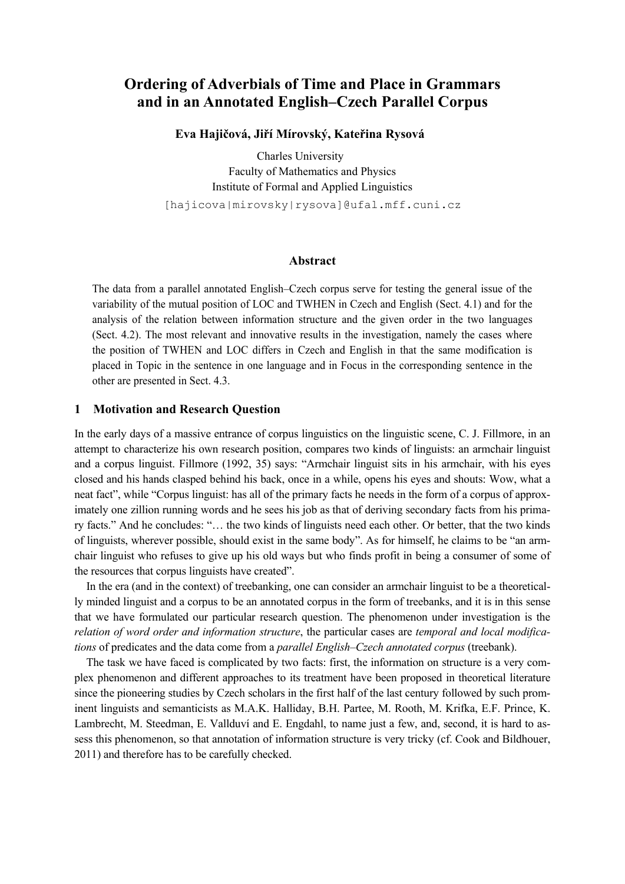# Ordering of Adverbials of Time and Place in Grammars and in an Annotated English–Czech Parallel Corpus

**Eva Hajičová, Jiří Mírovský, Kateřina Rysová**

Charles University
Faculty of Mathematics and Physics
Institute of Formal and Applied Linguistics
[hajicova|mirovsky|rysova]@ufal.mff.cuni.cz

## Abstract

The data from a parallel annotated English–Czech corpus serve for testing the general issue of the variability of the mutual position of LOC and TWHEN in Czech and English (Sect. 4.1) and for the analysis of the relation between information structure and the given order in the two languages (Sect. 4.2). The most relevant and innovative results in the investigation, namely the cases where the position of TWHEN and LOC differs in Czech and English in that the same modification is placed in Topic in the sentence in one language and in Focus in the corresponding sentence in the other are presented in Sect. 4.3.

## 1 Motivation and Research Question

In the early days of a massive entrance of corpus linguistics on the linguistic scene, C. J. Fillmore, in an attempt to characterize his own research position, compares two kinds of linguists: an armchair linguist and a corpus linguist. Fillmore (1992, 35) says: "Armchair linguist sits in his armchair, with his eyes closed and his hands clasped behind his back, once in a while, opens his eyes and shouts: Wow, what a neat fact", while "Corpus linguist: has all of the primary facts he needs in the form of a corpus of approximately one zillion running words and he sees his job as that of deriving secondary facts from his primary facts." And he concludes: "… the two kinds of linguists need each other. Or better, that the two kinds of linguists, wherever possible, should exist in the same body". As for himself, he claims to be "an armchair linguist who refuses to give up his old ways but who finds profit in being a consumer of some of the resources that corpus linguists have created".

In the era (and in the context) of treebanking, one can consider an armchair linguist to be a theoretically minded linguist and a corpus to be an annotated corpus in the form of treebanks, and it is in this sense that we have formulated our particular research question. The phenomenon under investigation is the *relation of word order and information structure*, the particular cases are *temporal and local modifications* of predicates and the data come from a *parallel English–Czech annotated corpus* (treebank).

The task we have faced is complicated by two facts: first, the information on structure is a very complex phenomenon and different approaches to its treatment have been proposed in theoretical literature since the pioneering studies by Czech scholars in the first half of the last century followed by such prominent linguists and semanticists as M.A.K. Halliday, B.H. Partee, M. Rooth, M. Krifka, E.F. Prince, K. Lambrecht, M. Steedman, E. Vallduví and E. Engdahl, to name just a few, and, second, it is hard to assess this phenomenon, so that annotation of information structure is very tricky (cf. Cook and Bildhouer, 2011) and therefore has to be carefully checked.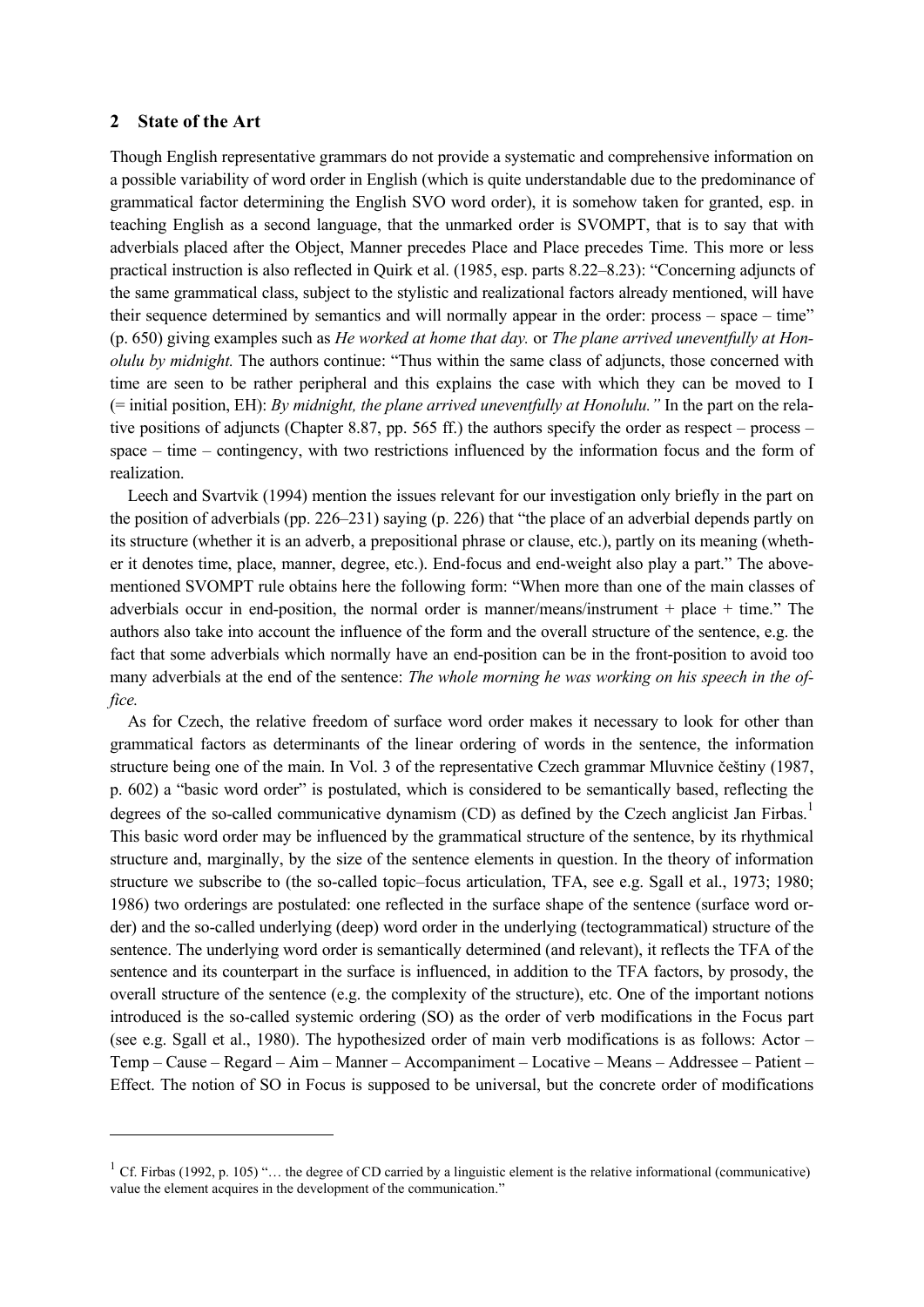## 2 State of the Art

Though English representative grammars do not provide a systematic and comprehensive information on a possible variability of word order in English (which is quite understandable due to the predominance of grammatical factor determining the English SVO word order), it is somehow taken for granted, esp. in teaching English as a second language, that the unmarked order is SVOMPT, that is to say that with adverbials placed after the Object, Manner precedes Place and Place precedes Time. This more or less practical instruction is also reflected in Quirk et al. (1985, esp. parts 8.22–8.23): "Concerning adjuncts of the same grammatical class, subject to the stylistic and realizational factors already mentioned, will have their sequence determined by semantics and will normally appear in the order: process – space – time" (p. 650) giving examples such as *He worked at home that day.* or *The plane arrived uneventfully at Honolulu by midnight.* The authors continue: "Thus within the same class of adjuncts, those concerned with time are seen to be rather peripheral and this explains the case with which they can be moved to I (= initial position, EH): *By midnight, the plane arrived uneventfully at Honolulu."* In the part on the relative positions of adjuncts (Chapter 8.87, pp. 565 ff.) the authors specify the order as respect – process – space – time – contingency, with two restrictions influenced by the information focus and the form of realization.

Leech and Svartvik (1994) mention the issues relevant for our investigation only briefly in the part on the position of adverbials (pp. 226–231) saying (p. 226) that "the place of an adverbial depends partly on its structure (whether it is an adverb, a prepositional phrase or clause, etc.), partly on its meaning (whether it denotes time, place, manner, degree, etc.). End-focus and end-weight also play a part." The above-mentioned SVOMPT rule obtains here the following form: "When more than one of the main classes of adverbials occur in end-position, the normal order is manner/means/instrument + place + time." The authors also take into account the influence of the form and the overall structure of the sentence, e.g. the fact that some adverbials which normally have an end-position can be in the front-position to avoid too many adverbials at the end of the sentence: *The whole morning he was working on his speech in the office.*

As for Czech, the relative freedom of surface word order makes it necessary to look for other than grammatical factors as determinants of the linear ordering of words in the sentence, the information structure being one of the main. In Vol. 3 of the representative Czech grammar Mluvnice češtiny (1987, p. 602) a "basic word order" is postulated, which is considered to be semantically based, reflecting the degrees of the so-called communicative dynamism (CD) as defined by the Czech anglicist Jan Firbas.[1] This basic word order may be influenced by the grammatical structure of the sentence, by its rhythmical structure and, marginally, by the size of the sentence elements in question. In the theory of information structure we subscribe to (the so-called topic–focus articulation, TFA, see e.g. Sgall et al., 1973; 1980; 1986) two orderings are postulated: one reflected in the surface shape of the sentence (surface word order) and the so-called underlying (deep) word order in the underlying (tectogrammatical) structure of the sentence. The underlying word order is semantically determined (and relevant), it reflects the TFA of the sentence and its counterpart in the surface is influenced, in addition to the TFA factors, by prosody, the overall structure of the sentence (e.g. the complexity of the structure), etc. One of the important notions introduced is the so-called systemic ordering (SO) as the order of verb modifications in the Focus part (see e.g. Sgall et al., 1980). The hypothesized order of main verb modifications is as follows: Actor – Temp – Cause – Regard – Aim – Manner – Accompaniment – Locative – Means – Addressee – Patient – Effect. The notion of SO in Focus is supposed to be universal, but the concrete order of modifications

---

[1] Cf. Firbas (1992, p. 105) "… the degree of CD carried by a linguistic element is the relative informational (communicative) value the element acquires in the development of the communication."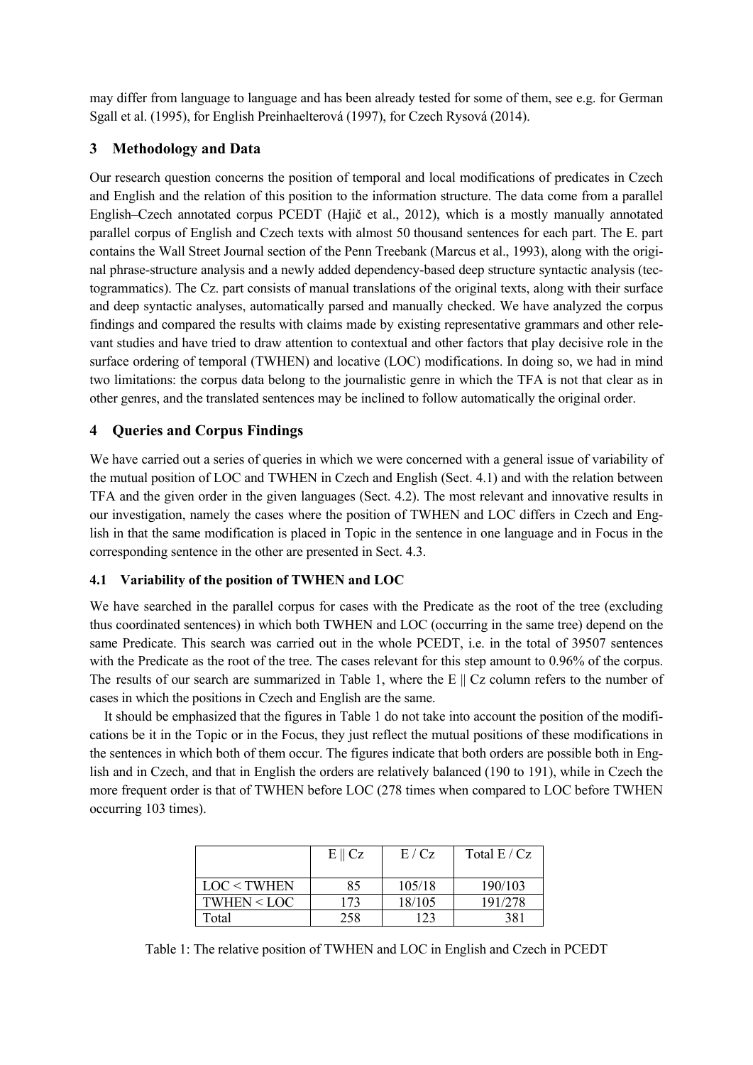may differ from language to language and has been already tested for some of them, see e.g. for German Sgall et al. (1995), for English Preinhaelterová (1997), for Czech Rysová (2014).

## 3 Methodology and Data

Our research question concerns the position of temporal and local modifications of predicates in Czech and English and the relation of this position to the information structure. The data come from a parallel English–Czech annotated corpus PCEDT (Hajič et al., 2012), which is a mostly manually annotated parallel corpus of English and Czech texts with almost 50 thousand sentences for each part. The E. part contains the Wall Street Journal section of the Penn Treebank (Marcus et al., 1993), along with the original phrase-structure analysis and a newly added dependency-based deep structure syntactic analysis (tectogrammatics). The Cz. part consists of manual translations of the original texts, along with their surface and deep syntactic analyses, automatically parsed and manually checked. We have analyzed the corpus findings and compared the results with claims made by existing representative grammars and other relevant studies and have tried to draw attention to contextual and other factors that play decisive role in the surface ordering of temporal (TWHEN) and locative (LOC) modifications. In doing so, we had in mind two limitations: the corpus data belong to the journalistic genre in which the TFA is not that clear as in other genres, and the translated sentences may be inclined to follow automatically the original order.

## 4 Queries and Corpus Findings

We have carried out a series of queries in which we were concerned with a general issue of variability of the mutual position of LOC and TWHEN in Czech and English (Sect. 4.1) and with the relation between TFA and the given order in the given languages (Sect. 4.2). The most relevant and innovative results in our investigation, namely the cases where the position of TWHEN and LOC differs in Czech and English in that the same modification is placed in Topic in the sentence in one language and in Focus in the corresponding sentence in the other are presented in Sect. 4.3.

### 4.1 Variability of the position of TWHEN and LOC

We have searched in the parallel corpus for cases with the Predicate as the root of the tree (excluding thus coordinated sentences) in which both TWHEN and LOC (occurring in the same tree) depend on the same Predicate. This search was carried out in the whole PCEDT, i.e. in the total of 39507 sentences with the Predicate as the root of the tree. The cases relevant for this step amount to 0.96% of the corpus. The results of our search are summarized in Table 1, where the E || Cz column refers to the number of cases in which the positions in Czech and English are the same.

It should be emphasized that the figures in Table 1 do not take into account the position of the modifications be it in the Topic or in the Focus, they just reflect the mutual positions of these modifications in the sentences in which both of them occur. The figures indicate that both orders are possible both in English and in Czech, and that in English the orders are relatively balanced (190 to 191), while in Czech the more frequent order is that of TWHEN before LOC (278 times when compared to LOC before TWHEN occurring 103 times).

| | E \|\| Cz | E / Cz | Total E / Cz |
|---|---|---|---|
| LOC < TWHEN | 85 | 105/18 | 190/103 |
| TWHEN < LOC | 173 | 18/105 | 191/278 |
| Total | 258 | 123 | 381 |

Table 1: The relative position of TWHEN and LOC in English and Czech in PCEDT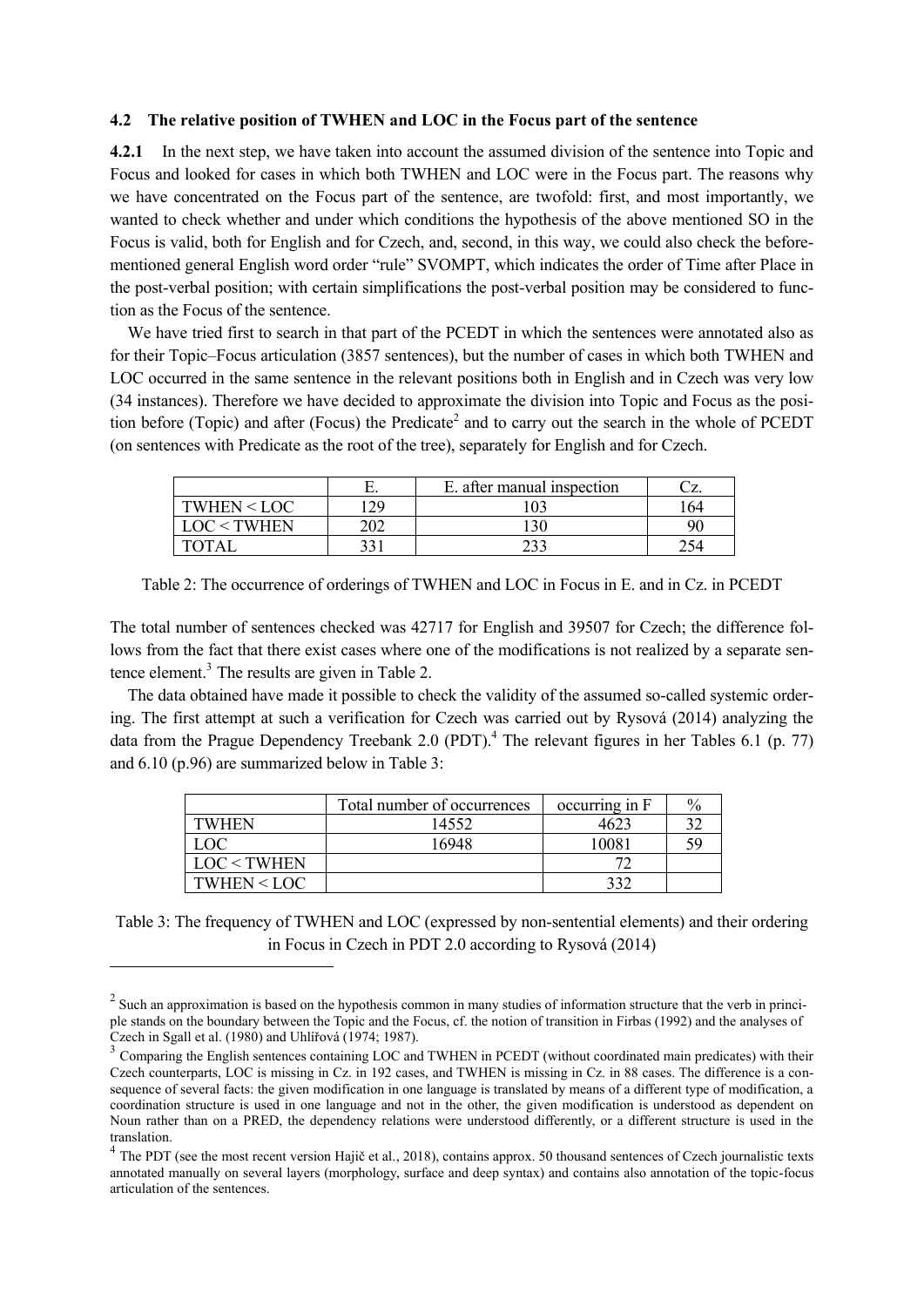### 4.2 The relative position of TWHEN and LOC in the Focus part of the sentence

**4.2.1** In the next step, we have taken into account the assumed division of the sentence into Topic and Focus and looked for cases in which both TWHEN and LOC were in the Focus part. The reasons why we have concentrated on the Focus part of the sentence, are twofold: first, and most importantly, we wanted to check whether and under which conditions the hypothesis of the above mentioned SO in the Focus is valid, both for English and for Czech, and, second, in this way, we could also check the before-mentioned general English word order "rule" SVOMPT, which indicates the order of Time after Place in the post-verbal position; with certain simplifications the post-verbal position may be considered to function as the Focus of the sentence.

We have tried first to search in that part of the PCEDT in which the sentences were annotated also as for their Topic–Focus articulation (3857 sentences), but the number of cases in which both TWHEN and LOC occurred in the same sentence in the relevant positions both in English and in Czech was very low (34 instances). Therefore we have decided to approximate the division into Topic and Focus as the position before (Topic) and after (Focus) the Predicate[2] and to carry out the search in the whole of PCEDT (on sentences with Predicate as the root of the tree), separately for English and for Czech.

| | E. | E. after manual inspection | Cz. |
|---|---|---|---|
| TWHEN < LOC | 129 | 103 | 164 |
| LOC < TWHEN | 202 | 130 | 90 |
| TOTAL | 331 | 233 | 254 |

Table 2: The occurrence of orderings of TWHEN and LOC in Focus in E. and in Cz. in PCEDT

The total number of sentences checked was 42717 for English and 39507 for Czech; the difference follows from the fact that there exist cases where one of the modifications is not realized by a separate sentence element.[3] The results are given in Table 2.

The data obtained have made it possible to check the validity of the assumed so-called systemic ordering. The first attempt at such a verification for Czech was carried out by Rysová (2014) analyzing the data from the Prague Dependency Treebank 2.0 (PDT).[4] The relevant figures in her Tables 6.1 (p. 77) and 6.10 (p.96) are summarized below in Table 3:

| | Total number of occurrences | occurring in F | % |
|---|---|---|---|
| TWHEN | 14552 | 4623 | 32 |
| LOC | 16948 | 10081 | 59 |
| LOC < TWHEN | | 72 | |
| TWHEN < LOC | | 332 | |

Table 3: The frequency of TWHEN and LOC (expressed by non-sentential elements) and their ordering in Focus in Czech in PDT 2.0 according to Rysová (2014)

[2] Such an approximation is based on the hypothesis common in many studies of information structure that the verb in principle stands on the boundary between the Topic and the Focus, cf. the notion of transition in Firbas (1992) and the analyses of Czech in Sgall et al. (1980) and Uhlířová (1974; 1987).

[3] Comparing the English sentences containing LOC and TWHEN in PCEDT (without coordinated main predicates) with their Czech counterparts, LOC is missing in Cz. in 192 cases, and TWHEN is missing in Cz. in 88 cases. The difference is a consequence of several facts: the given modification in one language is translated by means of a different type of modification, a coordination structure is used in one language and not in the other, the given modification is understood as dependent on Noun rather than on a PRED, the dependency relations were understood differently, or a different structure is used in the translation.

[4] The PDT (see the most recent version Hajič et al., 2018), contains approx. 50 thousand sentences of Czech journalistic texts annotated manually on several layers (morphology, surface and deep syntax) and contains also annotation of the topic-focus articulation of the sentences.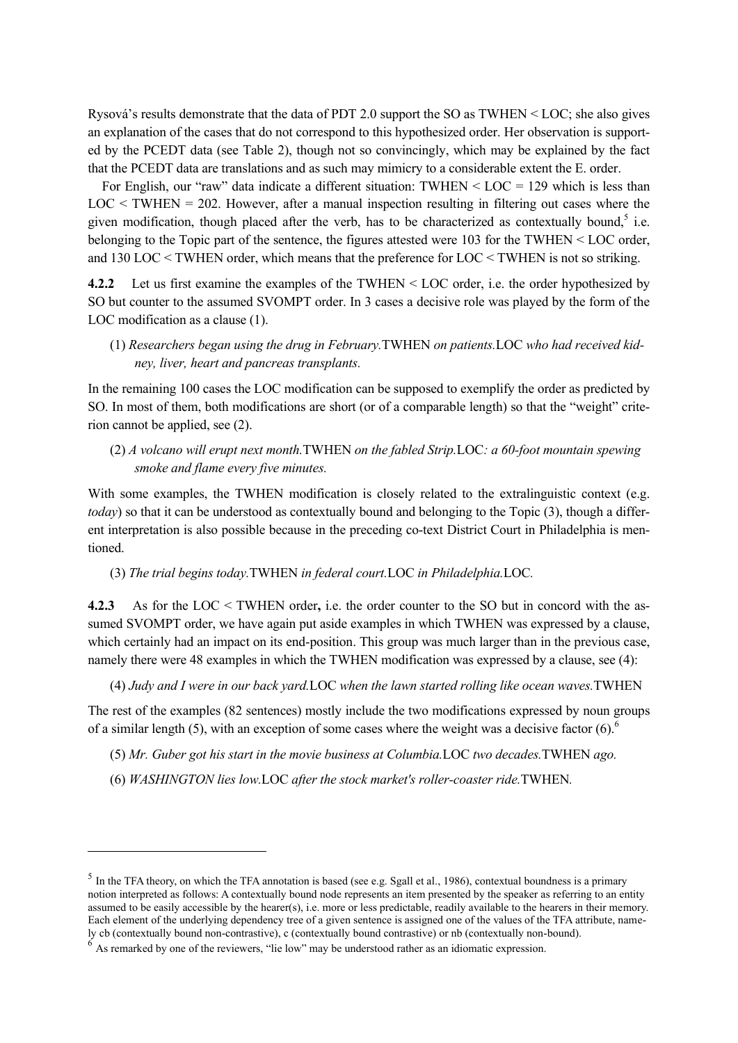Rysová's results demonstrate that the data of PDT 2.0 support the SO as TWHEN < LOC; she also gives an explanation of the cases that do not correspond to this hypothesized order. Her observation is supported by the PCEDT data (see Table 2), though not so convincingly, which may be explained by the fact that the PCEDT data are translations and as such may mimicry to a considerable extent the E. order.

For English, our "raw" data indicate a different situation: TWHEN < LOC = 129 which is less than LOC < TWHEN = 202. However, after a manual inspection resulting in filtering out cases where the given modification, though placed after the verb, has to be characterized as contextually bound,[5] i.e. belonging to the Topic part of the sentence, the figures attested were 103 for the TWHEN < LOC order, and 130 LOC < TWHEN order, which means that the preference for LOC < TWHEN is not so striking.

**4.2.2** Let us first examine the examples of the TWHEN < LOC order, i.e. the order hypothesized by SO but counter to the assumed SVOMPT order. In 3 cases a decisive role was played by the form of the LOC modification as a clause (1).

(1) *Researchers began using the drug in February.*TWHEN *on patients.*LOC *who had received kidney, liver, heart and pancreas transplants.*

In the remaining 100 cases the LOC modification can be supposed to exemplify the order as predicted by SO. In most of them, both modifications are short (or of a comparable length) so that the "weight" criterion cannot be applied, see (2).

(2) *A volcano will erupt next month.*TWHEN *on the fabled Strip.*LOC*: a 60-foot mountain spewing smoke and flame every five minutes.*

With some examples, the TWHEN modification is closely related to the extralinguistic context (e.g. *today*) so that it can be understood as contextually bound and belonging to the Topic (3), though a different interpretation is also possible because in the preceding co-text District Court in Philadelphia is mentioned.

(3) *The trial begins today.*TWHEN *in federal court.*LOC *in Philadelphia.*LOC.

**4.2.3** As for the LOC < TWHEN order**,** i.e. the order counter to the SO but in concord with the assumed SVOMPT order, we have again put aside examples in which TWHEN was expressed by a clause, which certainly had an impact on its end-position. This group was much larger than in the previous case, namely there were 48 examples in which the TWHEN modification was expressed by a clause, see (4):

(4) *Judy and I were in our back yard.*LOC *when the lawn started rolling like ocean waves.*TWHEN

The rest of the examples (82 sentences) mostly include the two modifications expressed by noun groups of a similar length (5), with an exception of some cases where the weight was a decisive factor (6).[6]

(5) *Mr. Guber got his start in the movie business at Columbia.*LOC *two decades.*TWHEN *ago.*

(6) *WASHINGTON lies low.*LOC *after the stock market's roller-coaster ride.*TWHEN.

---

[5] In the TFA theory, on which the TFA annotation is based (see e.g. Sgall et al., 1986), contextual boundness is a primary notion interpreted as follows: A contextually bound node represents an item presented by the speaker as referring to an entity assumed to be easily accessible by the hearer(s), i.e. more or less predictable, readily available to the hearers in their memory. Each element of the underlying dependency tree of a given sentence is assigned one of the values of the TFA attribute, namely cb (contextually bound non-contrastive), c (contextually bound contrastive) or nb (contextually non-bound).

[6] As remarked by one of the reviewers, "lie low" may be understood rather as an idiomatic expression.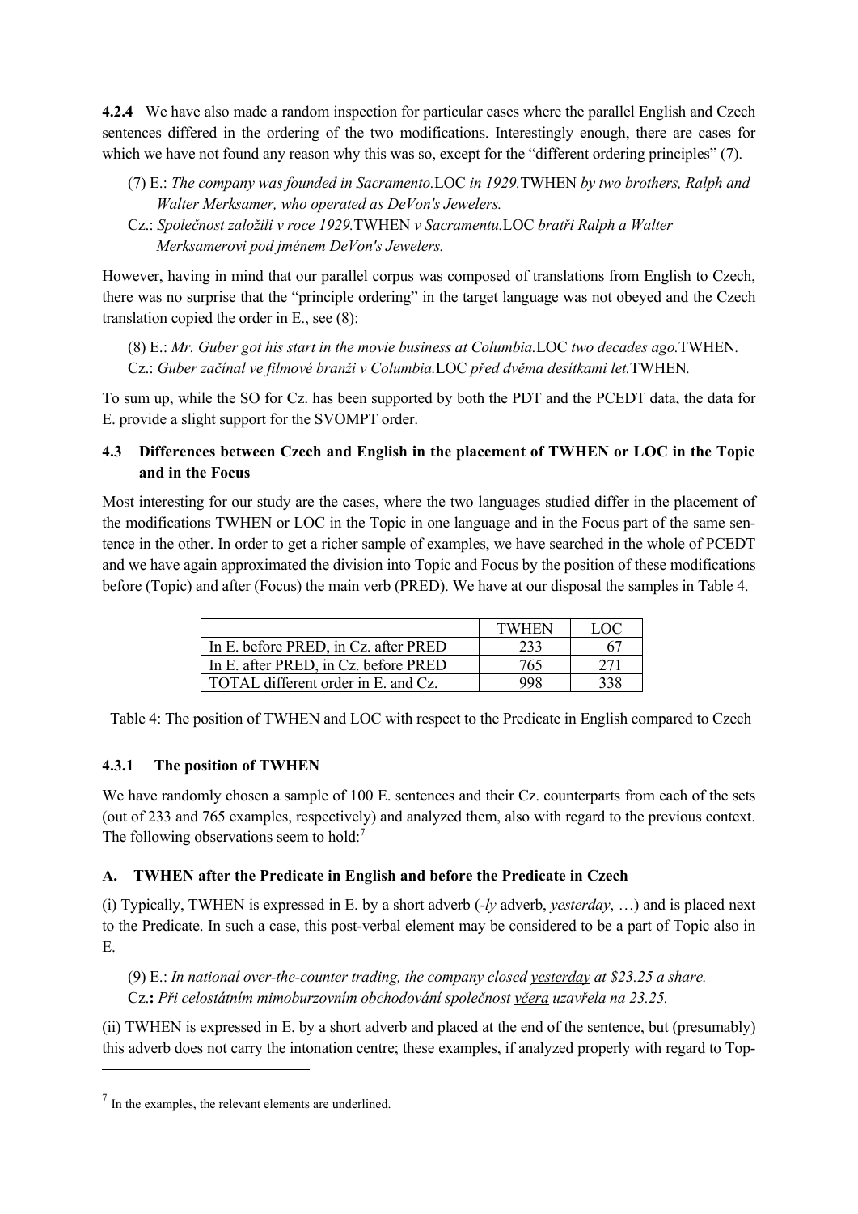**4.2.4** We have also made a random inspection for particular cases where the parallel English and Czech sentences differed in the ordering of the two modifications. Interestingly enough, there are cases for which we have not found any reason why this was so, except for the "different ordering principles" (7).

(7) E.: *The company was founded in Sacramento.*LOC *in 1929.*TWHEN *by two brothers, Ralph and Walter Merksamer, who operated as DeVon's Jewelers.*
Cz.: *Společnost založili v roce 1929.*TWHEN *v Sacramentu.*LOC *bratři Ralph a Walter Merksamerovi pod jménem DeVon's Jewelers.*

However, having in mind that our parallel corpus was composed of translations from English to Czech, there was no surprise that the "principle ordering" in the target language was not obeyed and the Czech translation copied the order in E., see (8):

(8) E.: *Mr. Guber got his start in the movie business at Columbia.*LOC *two decades ago.*TWHEN.
Cz.: *Guber začínal ve filmové branži v Columbia.*LOC *před dvěma desítkami let.*TWHEN.

To sum up, while the SO for Cz. has been supported by both the PDT and the PCEDT data, the data for E. provide a slight support for the SVOMPT order.

### 4.3 Differences between Czech and English in the placement of TWHEN or LOC in the Topic and in the Focus

Most interesting for our study are the cases, where the two languages studied differ in the placement of the modifications TWHEN or LOC in the Topic in one language and in the Focus part of the same sentence in the other. In order to get a richer sample of examples, we have searched in the whole of PCEDT and we have again approximated the division into Topic and Focus by the position of these modifications before (Topic) and after (Focus) the main verb (PRED). We have at our disposal the samples in Table 4.

| | TWHEN | LOC |
|---|---|---|
| In E. before PRED, in Cz. after PRED | 233 | 67 |
| In E. after PRED, in Cz. before PRED | 765 | 271 |
| TOTAL different order in E. and Cz. | 998 | 338 |

Table 4: The position of TWHEN and LOC with respect to the Predicate in English compared to Czech

#### 4.3.1 The position of TWHEN

We have randomly chosen a sample of 100 E. sentences and their Cz. counterparts from each of the sets (out of 233 and 765 examples, respectively) and analyzed them, also with regard to the previous context. The following observations seem to hold:[7]

#### A. TWHEN after the Predicate in English and before the Predicate in Czech

(i) Typically, TWHEN is expressed in E. by a short adverb (*-ly* adverb, *yesterday*, …) and is placed next to the Predicate. In such a case, this post-verbal element may be considered to be a part of Topic also in E.

(9) E.: *In national over-the-counter trading, the company closed yesterday at $23.25 a share.*
Cz.: *Při celostátním mimoburzovním obchodování společnost včera uzavřela na 23.25.*

(ii) TWHEN is expressed in E. by a short adverb and placed at the end of the sentence, but (presumably) this adverb does not carry the intonation centre; these examples, if analyzed properly with regard to Top-

[7] In the examples, the relevant elements are underlined.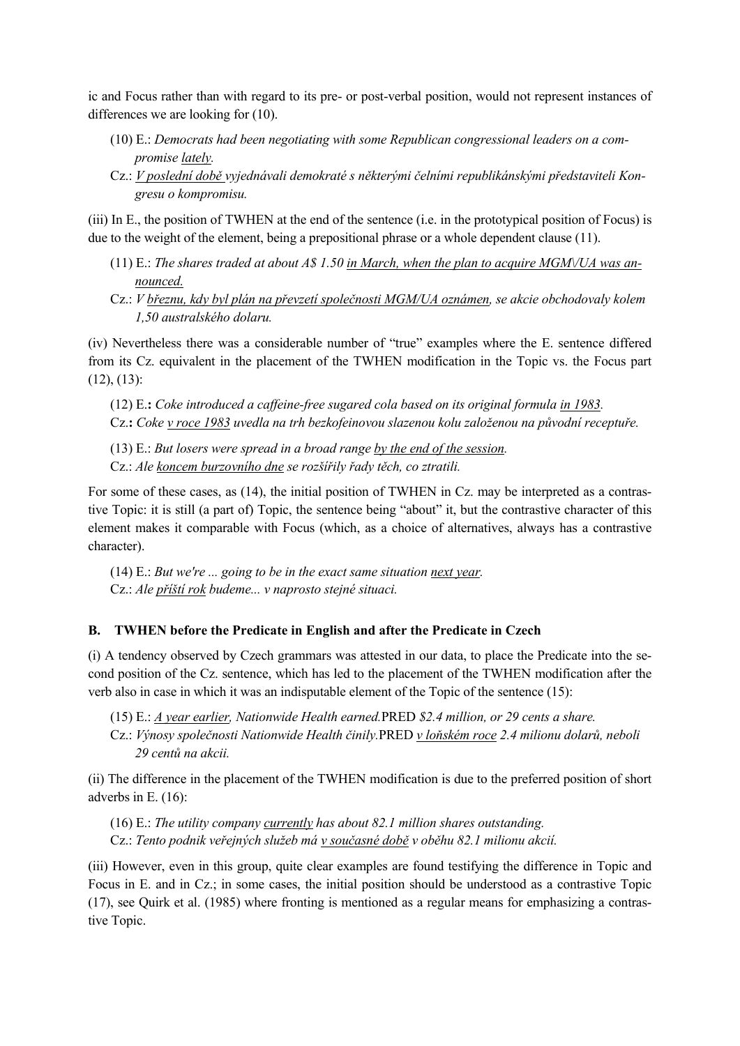ic and Focus rather than with regard to its pre- or post-verbal position, would not represent instances of differences we are looking for (10).

(10) E.: *Democrats had been negotiating with some Republican congressional leaders on a compromise lately.*
Cz.: *V poslední době vyjednávali demokraté s některými čelními republikánskými představiteli Kongresu o kompromisu.*

(iii) In E., the position of TWHEN at the end of the sentence (i.e. in the prototypical position of Focus) is due to the weight of the element, being a prepositional phrase or a whole dependent clause (11).

(11) E.: *The shares traded at about A$ 1.50 in March, when the plan to acquire MGM\/UA was announced.*
Cz.: *V březnu, kdy byl plán na převzetí společnosti MGM/UA oznámen, se akcie obchodovaly kolem 1,50 australského dolaru.*

(iv) Nevertheless there was a considerable number of "true" examples where the E. sentence differed from its Cz. equivalent in the placement of the TWHEN modification in the Topic vs. the Focus part (12), (13):

(12) E.**:** *Coke introduced a caffeine-free sugared cola based on its original formula in 1983.*
Cz.**:** *Coke v roce 1983 uvedla na trh bezkofeinovou slazenou kolu založenou na původní receptuře.*

(13) E.: *But losers were spread in a broad range by the end of the session.*
Cz.: *Ale koncem burzovního dne se rozšířily řady těch, co ztratili.*

For some of these cases, as (14), the initial position of TWHEN in Cz. may be interpreted as a contrastive Topic: it is still (a part of) Topic, the sentence being "about" it, but the contrastive character of this element makes it comparable with Focus (which, as a choice of alternatives, always has a contrastive character).

(14) E.: *But we're ... going to be in the exact same situation next year.*
Cz.: *Ale příští rok budeme... v naprosto stejné situaci.*

### B. TWHEN before the Predicate in English and after the Predicate in Czech

(i) A tendency observed by Czech grammars was attested in our data, to place the Predicate into the second position of the Cz. sentence, which has led to the placement of the TWHEN modification after the verb also in case in which it was an indisputable element of the Topic of the sentence (15):

(15) E.: *A year earlier, Nationwide Health earned.*PRED *$2.4 million, or 29 cents a share.*
Cz.: *Výnosy společnosti Nationwide Health činily.*PRED *v loňském roce 2.4 milionu dolarů, neboli 29 centů na akcii.*

(ii) The difference in the placement of the TWHEN modification is due to the preferred position of short adverbs in E. (16):

(16) E.: *The utility company currently has about 82.1 million shares outstanding.*
Cz.: *Tento podnik veřejných služeb má v současné době v oběhu 82.1 milionu akcií.*

(iii) However, even in this group, quite clear examples are found testifying the difference in Topic and Focus in E. and in Cz.; in some cases, the initial position should be understood as a contrastive Topic (17), see Quirk et al. (1985) where fronting is mentioned as a regular means for emphasizing a contrastive Topic.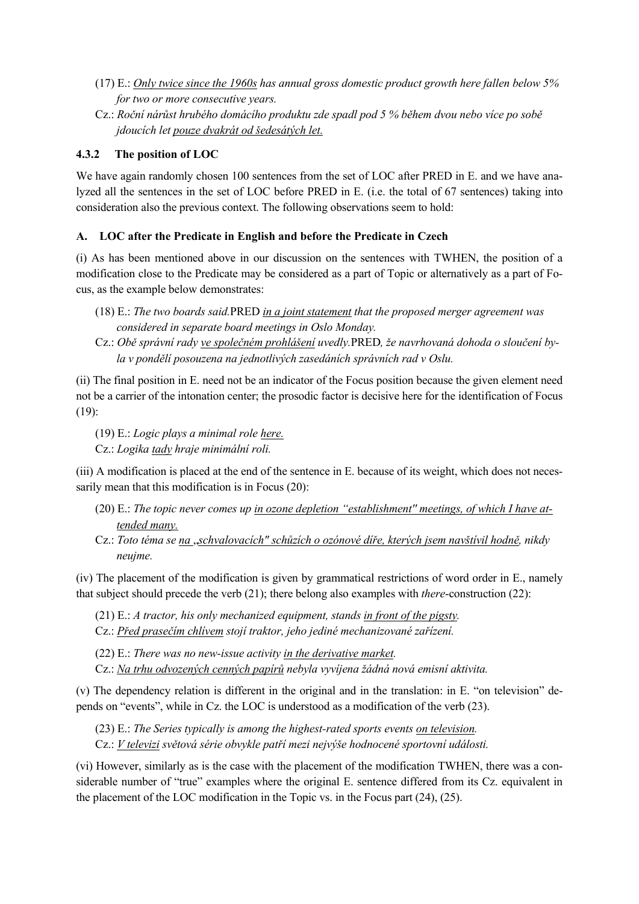(17) E.: *<u>Only twice since the 1960s</u> has annual gross domestic product growth here fallen below 5% for two or more consecutive years.*

Cz.: *Roční nárůst hrubého domácího produktu zde spadl pod 5 % během dvou nebo více po sobě jdoucích let <u>pouze dvakrát od šedesátých let.</u>*

### 4.3.2 The position of LOC

We have again randomly chosen 100 sentences from the set of LOC after PRED in E. and we have analyzed all the sentences in the set of LOC before PRED in E. (i.e. the total of 67 sentences) taking into consideration also the previous context. The following observations seem to hold:

#### A. LOC after the Predicate in English and before the Predicate in Czech

(i) As has been mentioned above in our discussion on the sentences with TWHEN, the position of a modification close to the Predicate may be considered as a part of Topic or alternatively as a part of Focus, as the example below demonstrates:

(18) E.: *The two boards said.*PRED *<u>in a joint statement</u> that the proposed merger agreement was considered in separate board meetings in Oslo Monday.*

Cz.: *Obě správní rady <u>ve společném prohlášení</u> uvedly.*PRED*, že navrhovaná dohoda o sloučení byla v pondělí posouzena na jednotlivých zasedáních správních rad v Oslu.*

(ii) The final position in E. need not be an indicator of the Focus position because the given element need not be a carrier of the intonation center; the prosodic factor is decisive here for the identification of Focus (19):

(19) E.: *Logic plays a minimal role <u>here.</u>*

Cz.: *Logika <u>tady</u> hraje minimální roli.*

(iii) A modification is placed at the end of the sentence in E. because of its weight, which does not necessarily mean that this modification is in Focus (20):

(20) E.: *The topic never comes up <u>in ozone depletion "establishment" meetings, of which I have attended many.</u>*

Cz.: *Toto téma se <u>na „schvalovacích" schůzích o ozónové díře, kterých jsem navštívil hodně</u>, nikdy neujme.*

(iv) The placement of the modification is given by grammatical restrictions of word order in E., namely that subject should precede the verb (21); there belong also examples with *there*-construction (22):

(21) E.: *A tractor, his only mechanized equipment, stands <u>in front of the pigsty</u>.*

Cz.: *<u>Před prasečím chlívem</u> stojí traktor, jeho jediné mechanizované zařízení.*

(22) E.: *There was no new-issue activity <u>in the derivative market</u>.*

Cz.: *<u>Na trhu odvozených cenných papírů</u> nebyla vyvíjena žádná nová emisní aktivita.*

(v) The dependency relation is different in the original and in the translation: in E. "on television" depends on "events", while in Cz. the LOC is understood as a modification of the verb (23).

(23) E.: *The Series typically is among the highest-rated sports events <u>on television</u>.*

Cz.: *<u>V televizi</u> světová série obvykle patří mezi nejvýše hodnocené sportovní události.*

(vi) However, similarly as is the case with the placement of the modification TWHEN, there was a considerable number of "true" examples where the original E. sentence differed from its Cz. equivalent in the placement of the LOC modification in the Topic vs. in the Focus part (24), (25).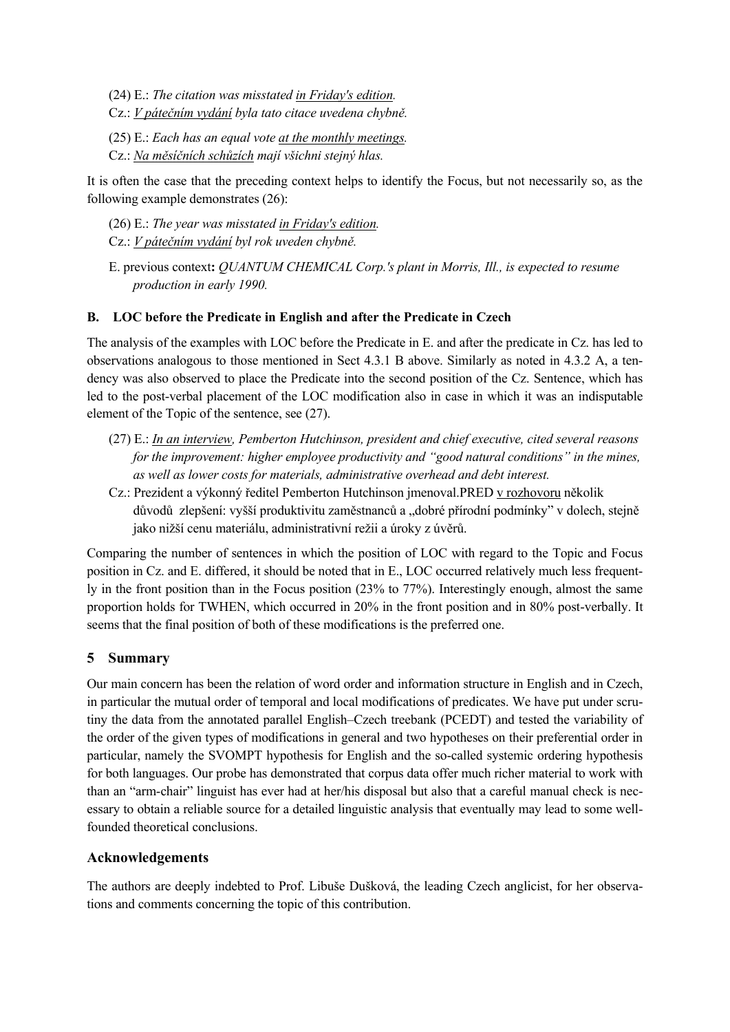(24) E.: *The citation was misstated in Friday's edition.*
Cz.: *V pátečním vydání byla tato citace uvedena chybně.*

(25) E.: *Each has an equal vote at the monthly meetings.*
Cz.: *Na měsíčních schůzích mají všichni stejný hlas.*

It is often the case that the preceding context helps to identify the Focus, but not necessarily so, as the following example demonstrates (26):

(26) E.: *The year was misstated in Friday's edition.*
Cz.: *V pátečním vydání byl rok uveden chybně.*

E. previous context**:** *QUANTUM CHEMICAL Corp.'s plant in Morris, Ill., is expected to resume production in early 1990.*

### B. LOC before the Predicate in English and after the Predicate in Czech

The analysis of the examples with LOC before the Predicate in E. and after the predicate in Cz. has led to observations analogous to those mentioned in Sect 4.3.1 B above. Similarly as noted in 4.3.2 A, a tendency was also observed to place the Predicate into the second position of the Cz. Sentence, which has led to the post-verbal placement of the LOC modification also in case in which it was an indisputable element of the Topic of the sentence, see (27).

(27) E.: *In an interview, Pemberton Hutchinson, president and chief executive, cited several reasons for the improvement: higher employee productivity and "good natural conditions" in the mines, as well as lower costs for materials, administrative overhead and debt interest.*
Cz.: Prezident a výkonný ředitel Pemberton Hutchinson jmenoval.PRED v rozhovoru několik důvodů zlepšení: vyšší produktivitu zaměstnanců a „dobré přírodní podmínky" v dolech, stejně jako nižší cenu materiálu, administrativní režii a úroky z úvěrů.

Comparing the number of sentences in which the position of LOC with regard to the Topic and Focus position in Cz. and E. differed, it should be noted that in E., LOC occurred relatively much less frequently in the front position than in the Focus position (23% to 77%). Interestingly enough, almost the same proportion holds for TWHEN, which occurred in 20% in the front position and in 80% post-verbally. It seems that the final position of both of these modifications is the preferred one.

## 5 Summary

Our main concern has been the relation of word order and information structure in English and in Czech, in particular the mutual order of temporal and local modifications of predicates. We have put under scrutiny the data from the annotated parallel English–Czech treebank (PCEDT) and tested the variability of the order of the given types of modifications in general and two hypotheses on their preferential order in particular, namely the SVOMPT hypothesis for English and the so-called systemic ordering hypothesis for both languages. Our probe has demonstrated that corpus data offer much richer material to work with than an "arm-chair" linguist has ever had at her/his disposal but also that a careful manual check is necessary to obtain a reliable source for a detailed linguistic analysis that eventually may lead to some well-founded theoretical conclusions.

## Acknowledgements

The authors are deeply indebted to Prof. Libuše Dušková, the leading Czech anglicist, for her observations and comments concerning the topic of this contribution.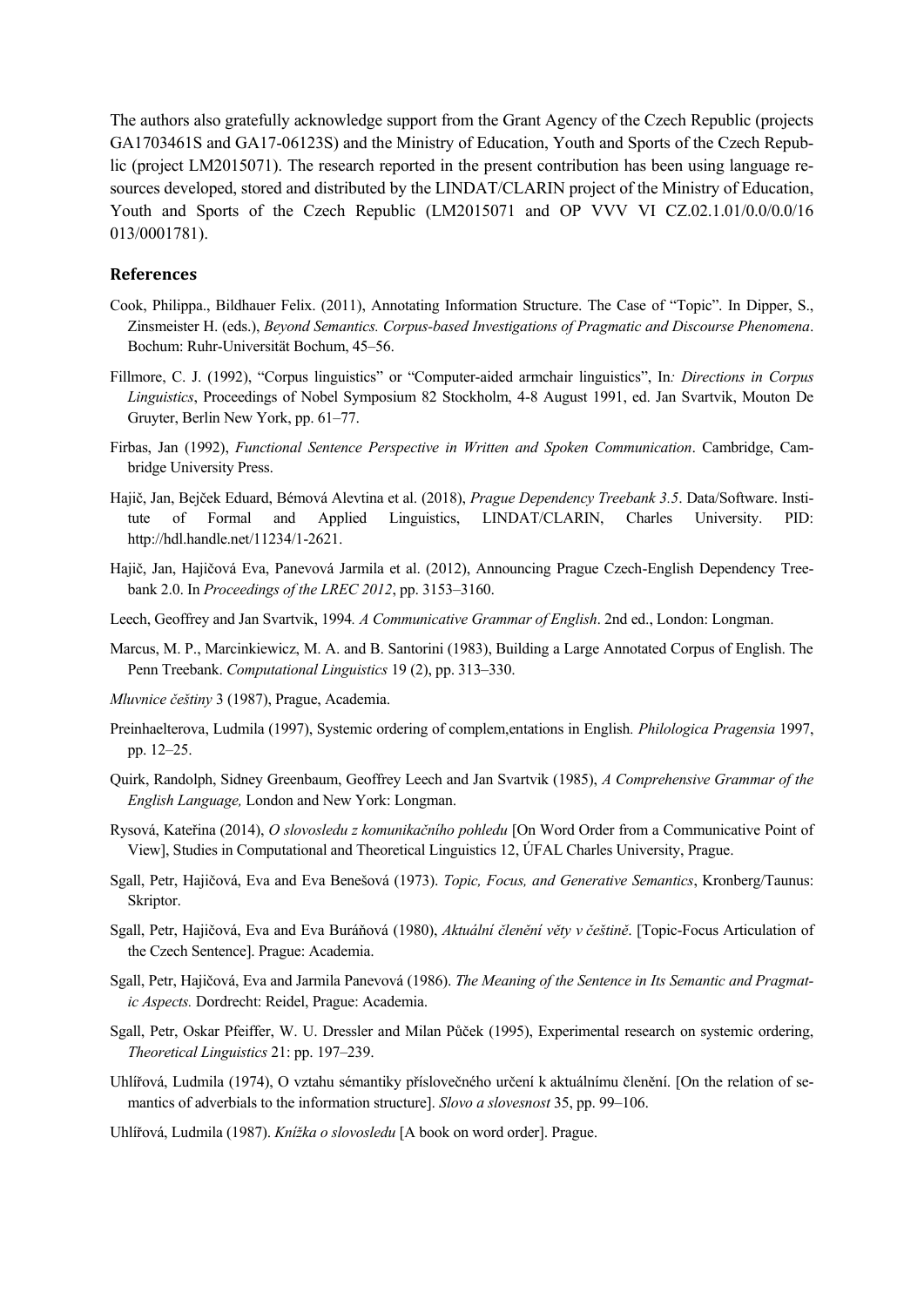The authors also gratefully acknowledge support from the Grant Agency of the Czech Republic (projects GA1703461S and GA17-06123S) and the Ministry of Education, Youth and Sports of the Czech Republic (project LM2015071). The research reported in the present contribution has been using language resources developed, stored and distributed by the LINDAT/CLARIN project of the Ministry of Education, Youth and Sports of the Czech Republic (LM2015071 and OP VVV VI CZ.02.1.01/0.0/0.0/16 013/0001781).

## References

Cook, Philippa., Bildhauer Felix. (2011), Annotating Information Structure. The Case of "Topic". In Dipper, S., Zinsmeister H. (eds.), *Beyond Semantics. Corpus-based Investigations of Pragmatic and Discourse Phenomena*. Bochum: Ruhr-Universität Bochum, 45–56.

Fillmore, C. J. (1992), "Corpus linguistics" or "Computer-aided armchair linguistics", In*: Directions in Corpus Linguistics*, Proceedings of Nobel Symposium 82 Stockholm, 4-8 August 1991, ed. Jan Svartvik, Mouton De Gruyter, Berlin New York, pp. 61–77.

Firbas, Jan (1992), *Functional Sentence Perspective in Written and Spoken Communication*. Cambridge, Cambridge University Press.

Hajič, Jan, Bejček Eduard, Bémová Alevtina et al. (2018), *Prague Dependency Treebank 3.5*. Data/Software. Institute of Formal and Applied Linguistics, LINDAT/CLARIN, Charles University. PID: http://hdl.handle.net/11234/1-2621.

Hajič, Jan, Hajičová Eva, Panevová Jarmila et al. (2012), Announcing Prague Czech-English Dependency Treebank 2.0. In *Proceedings of the LREC 2012*, pp. 3153–3160.

Leech, Geoffrey and Jan Svartvik, 1994*. A Communicative Grammar of English*. 2nd ed., London: Longman.

Marcus, M. P., Marcinkiewicz, M. A. and B. Santorini (1983), Building a Large Annotated Corpus of English. The Penn Treebank. *Computational Linguistics* 19 (2), pp. 313–330.

*Mluvnice češtiny* 3 (1987), Prague, Academia.

Preinhaelterova, Ludmila (1997), Systemic ordering of complem,entations in English*. Philologica Pragensia* 1997, pp. 12–25.

Quirk, Randolph, Sidney Greenbaum, Geoffrey Leech and Jan Svartvik (1985), *A Comprehensive Grammar of the English Language,* London and New York: Longman.

Rysová, Kateřina (2014), *O slovosledu z komunikačního pohledu* [On Word Order from a Communicative Point of View], Studies in Computational and Theoretical Linguistics 12, ÚFAL Charles University, Prague.

Sgall, Petr, Hajičová, Eva and Eva Benešová (1973). *Topic, Focus, and Generative Semantics*, Kronberg/Taunus: Skriptor.

Sgall, Petr, Hajičová, Eva and Eva Buráňová (1980), *Aktuální členění věty v češtině*. [Topic-Focus Articulation of the Czech Sentence]. Prague: Academia.

Sgall, Petr, Hajičová, Eva and Jarmila Panevová (1986). *The Meaning of the Sentence in Its Semantic and Pragmatic Aspects.* Dordrecht: Reidel, Prague: Academia.

Sgall, Petr, Oskar Pfeiffer, W. U. Dressler and Milan Půček (1995), Experimental research on systemic ordering, *Theoretical Linguistics* 21: pp. 197–239.

Uhlířová, Ludmila (1974), O vztahu sémantiky příslovečného určení k aktuálnímu členění. [On the relation of semantics of adverbials to the information structure]. *Slovo a slovesnost* 35, pp. 99–106.

Uhlířová, Ludmila (1987). *Knížka o slovosledu* [A book on word order]. Prague.